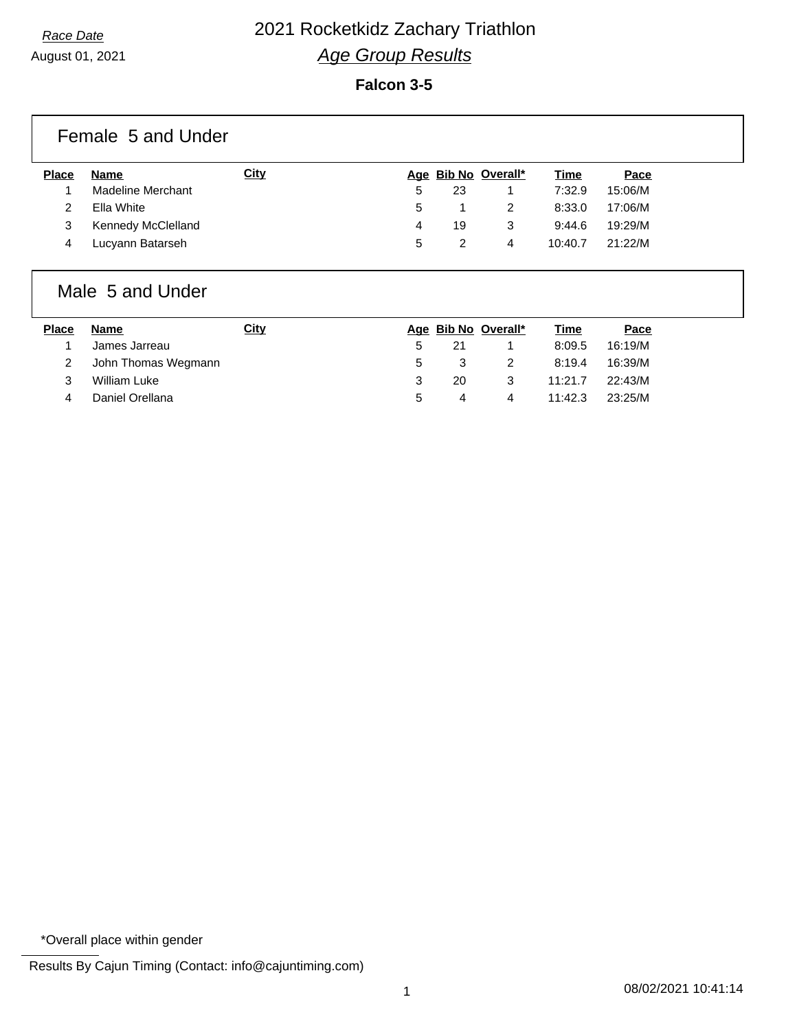*Race Date*

August 01, 2021

# 2021 Rocketkidz Zachary Triathlon

## *Age Group Results*

**Falcon 3-5**

### Female 5 and Under

| Place | Name | City | Age | Bib No | Overall* | Time | Pace |
|---|---|---|---|---|---|---|---|
| 1 | Madeline Merchant | | 5 | 23 | 1 | 7:32.9 | 15:06/M |
| 2 | Ella White | | 5 | 1 | 2 | 8:33.0 | 17:06/M |
| 3 | Kennedy McClelland | | 4 | 19 | 3 | 9:44.6 | 19:29/M |
| 4 | Lucyann Batarseh | | 5 | 2 | 4 | 10:40.7 | 21:22/M |

### Male 5 and Under

| Place | Name | City | Age | Bib No | Overall* | Time | Pace |
|---|---|---|---|---|---|---|---|
| 1 | James Jarreau | | 5 | 21 | 1 | 8:09.5 | 16:19/M |
| 2 | John Thomas Wegmann | | 5 | 3 | 2 | 8:19.4 | 16:39/M |
| 3 | William Luke | | 3 | 20 | 3 | 11:21.7 | 22:43/M |
| 4 | Daniel Orellana | | 5 | 4 | 4 | 11:42.3 | 23:25/M |

*Overall place within gender

Results By Cajun Timing (Contact: info@cajuntiming.com)

08/02/2021 10:41:14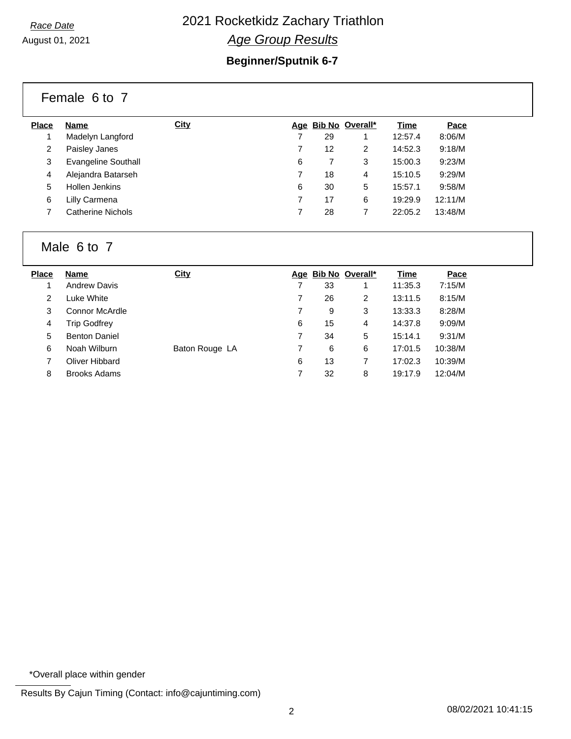*Race Date*

August 01, 2021

# 2021 Rocketkidz Zachary Triathlon

## *Age Group Results*

### Beginner/Sputnik 6-7

#### Female 6 to 7

| Place | Name | City | Age | Bib No | Overall* | Time | Pace |
|---|---|---|---|---|---|---|---|
| 1 | Madelyn Langford | | 7 | 29 | 1 | 12:57.4 | 8:06/M |
| 2 | Paisley Janes | | 7 | 12 | 2 | 14:52.3 | 9:18/M |
| 3 | Evangeline Southall | | 6 | 7 | 3 | 15:00.3 | 9:23/M |
| 4 | Alejandra Batarseh | | 7 | 18 | 4 | 15:10.5 | 9:29/M |
| 5 | Hollen Jenkins | | 6 | 30 | 5 | 15:57.1 | 9:58/M |
| 6 | Lilly Carmena | | 7 | 17 | 6 | 19:29.9 | 12:11/M |
| 7 | Catherine Nichols | | 7 | 28 | 7 | 22:05.2 | 13:48/M |

#### Male 6 to 7

| Place | Name | City | Age | Bib No | Overall* | Time | Pace |
|---|---|---|---|---|---|---|---|
| 1 | Andrew Davis | | 7 | 33 | 1 | 11:35.3 | 7:15/M |
| 2 | Luke White | | 7 | 26 | 2 | 13:11.5 | 8:15/M |
| 3 | Connor McArdle | | 7 | 9 | 3 | 13:33.3 | 8:28/M |
| 4 | Trip Godfrey | | 6 | 15 | 4 | 14:37.8 | 9:09/M |
| 5 | Benton Daniel | | 7 | 34 | 5 | 15:14.1 | 9:31/M |
| 6 | Noah Wilburn | Baton Rouge LA | 7 | 6 | 6 | 17:01.5 | 10:38/M |
| 7 | Oliver Hibbard | | 6 | 13 | 7 | 17:02.3 | 10:39/M |
| 8 | Brooks Adams | | 7 | 32 | 8 | 19:17.9 | 12:04/M |

*Overall place within gender

Results By Cajun Timing (Contact: info@cajuntiming.com)

08/02/2021 10:41:15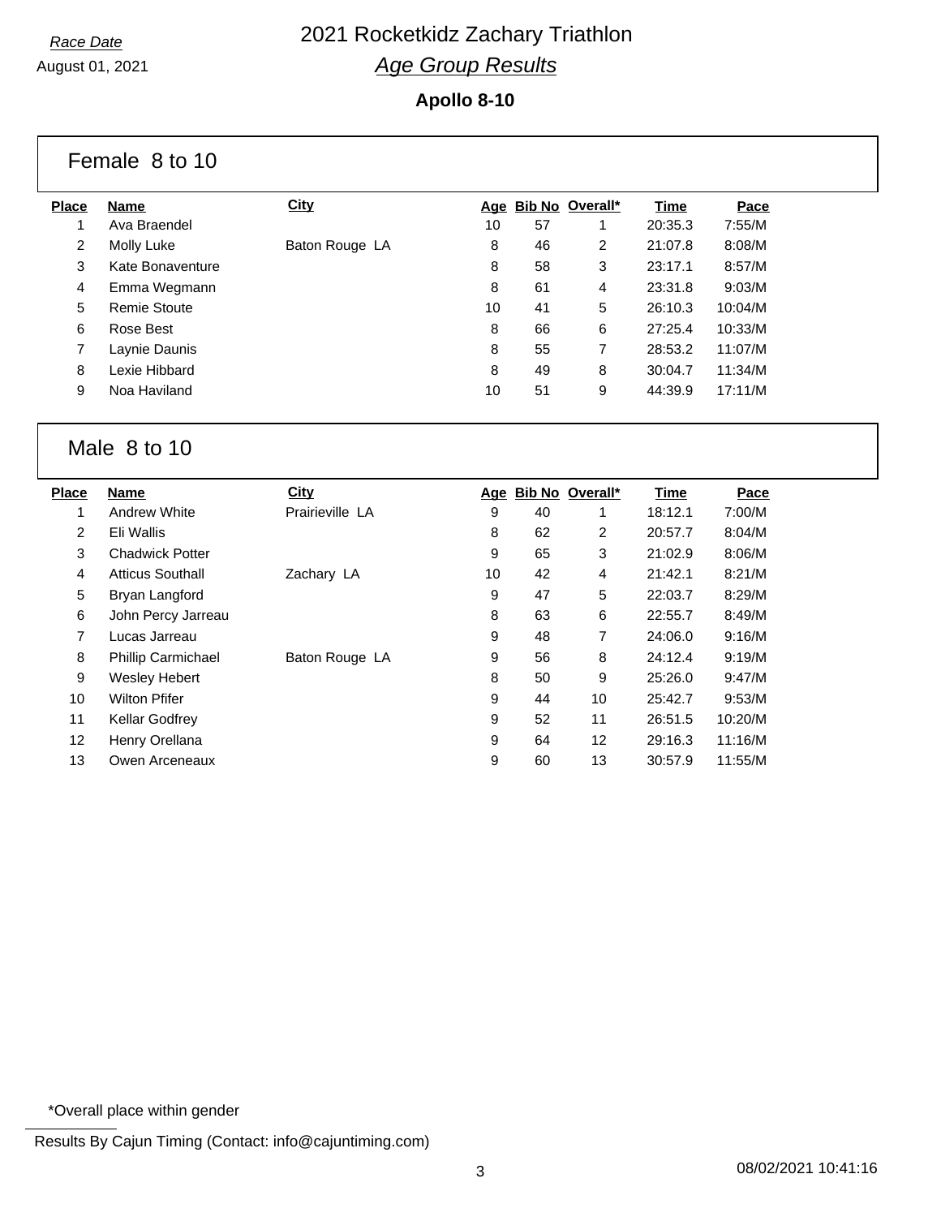*Race Date*

August 01, 2021

# 2021 Rocketkidz Zachary Triathlon

## *Age Group Results*

### Apollo 8-10

#### Female 8 to 10

| Place | Name | City | Age | Bib No | Overall* | Time | Pace |
|---|---|---|---|---|---|---|---|
| 1 | Ava Braendel | | 10 | 57 | 1 | 20:35.3 | 7:55/M |
| 2 | Molly Luke | Baton Rouge LA | 8 | 46 | 2 | 21:07.8 | 8:08/M |
| 3 | Kate Bonaventure | | 8 | 58 | 3 | 23:17.1 | 8:57/M |
| 4 | Emma Wegmann | | 8 | 61 | 4 | 23:31.8 | 9:03/M |
| 5 | Remie Stoute | | 10 | 41 | 5 | 26:10.3 | 10:04/M |
| 6 | Rose Best | | 8 | 66 | 6 | 27:25.4 | 10:33/M |
| 7 | Laynie Daunis | | 8 | 55 | 7 | 28:53.2 | 11:07/M |
| 8 | Lexie Hibbard | | 8 | 49 | 8 | 30:04.7 | 11:34/M |
| 9 | Noa Haviland | | 10 | 51 | 9 | 44:39.9 | 17:11/M |

#### Male 8 to 10

| Place | Name | City | Age | Bib No | Overall* | Time | Pace |
|---|---|---|---|---|---|---|---|
| 1 | Andrew White | Prairieville LA | 9 | 40 | 1 | 18:12.1 | 7:00/M |
| 2 | Eli Wallis | | 8 | 62 | 2 | 20:57.7 | 8:04/M |
| 3 | Chadwick Potter | | 9 | 65 | 3 | 21:02.9 | 8:06/M |
| 4 | Atticus Southall | Zachary LA | 10 | 42 | 4 | 21:42.1 | 8:21/M |
| 5 | Bryan Langford | | 9 | 47 | 5 | 22:03.7 | 8:29/M |
| 6 | John Percy Jarreau | | 8 | 63 | 6 | 22:55.7 | 8:49/M |
| 7 | Lucas Jarreau | | 9 | 48 | 7 | 24:06.0 | 9:16/M |
| 8 | Phillip Carmichael | Baton Rouge LA | 9 | 56 | 8 | 24:12.4 | 9:19/M |
| 9 | Wesley Hebert | | 8 | 50 | 9 | 25:26.0 | 9:47/M |
| 10 | Wilton Pfifer | | 9 | 44 | 10 | 25:42.7 | 9:53/M |
| 11 | Kellar Godfrey | | 9 | 52 | 11 | 26:51.5 | 10:20/M |
| 12 | Henry Orellana | | 9 | 64 | 12 | 29:16.3 | 11:16/M |
| 13 | Owen Arceneaux | | 9 | 60 | 13 | 30:57.9 | 11:55/M |

*Overall place within gender

Results By Cajun Timing (Contact: info@cajuntiming.com)

08/02/2021 10:41:16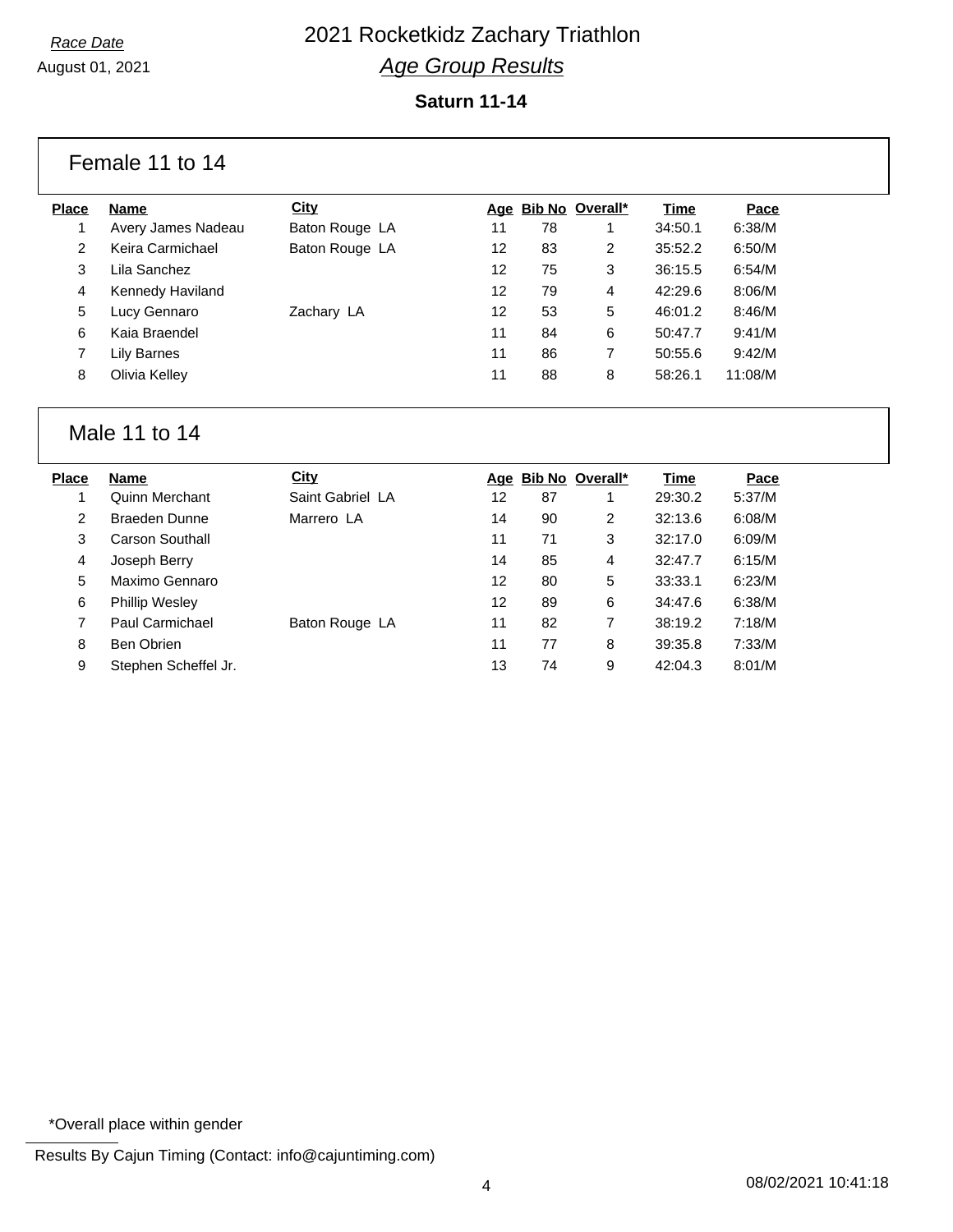*Race Date*

August 01, 2021

# 2021 Rocketkidz Zachary Triathlon

## *Age Group Results*

**Saturn 11-14**

### Female 11 to 14

| Place | Name | City | Age | Bib No | Overall* | Time | Pace |
|---|---|---|---|---|---|---|---|
| 1 | Avery James Nadeau | Baton Rouge LA | 11 | 78 | 1 | 34:50.1 | 6:38/M |
| 2 | Keira Carmichael | Baton Rouge LA | 12 | 83 | 2 | 35:52.2 | 6:50/M |
| 3 | Lila Sanchez | | 12 | 75 | 3 | 36:15.5 | 6:54/M |
| 4 | Kennedy Haviland | | 12 | 79 | 4 | 42:29.6 | 8:06/M |
| 5 | Lucy Gennaro | Zachary LA | 12 | 53 | 5 | 46:01.2 | 8:46/M |
| 6 | Kaia Braendel | | 11 | 84 | 6 | 50:47.7 | 9:41/M |
| 7 | Lily Barnes | | 11 | 86 | 7 | 50:55.6 | 9:42/M |
| 8 | Olivia Kelley | | 11 | 88 | 8 | 58:26.1 | 11:08/M |

### Male 11 to 14

| Place | Name | City | Age | Bib No | Overall* | Time | Pace |
|---|---|---|---|---|---|---|---|
| 1 | Quinn Merchant | Saint Gabriel LA | 12 | 87 | 1 | 29:30.2 | 5:37/M |
| 2 | Braeden Dunne | Marrero LA | 14 | 90 | 2 | 32:13.6 | 6:08/M |
| 3 | Carson Southall | | 11 | 71 | 3 | 32:17.0 | 6:09/M |
| 4 | Joseph Berry | | 14 | 85 | 4 | 32:47.7 | 6:15/M |
| 5 | Maximo Gennaro | | 12 | 80 | 5 | 33:33.1 | 6:23/M |
| 6 | Phillip Wesley | | 12 | 89 | 6 | 34:47.6 | 6:38/M |
| 7 | Paul Carmichael | Baton Rouge LA | 11 | 82 | 7 | 38:19.2 | 7:18/M |
| 8 | Ben Obrien | | 11 | 77 | 8 | 39:35.8 | 7:33/M |
| 9 | Stephen Scheffel Jr. | | 13 | 74 | 9 | 42:04.3 | 8:01/M |

*Overall place within gender

Results By Cajun Timing (Contact: info@cajuntiming.com)

08/02/2021 10:41:18